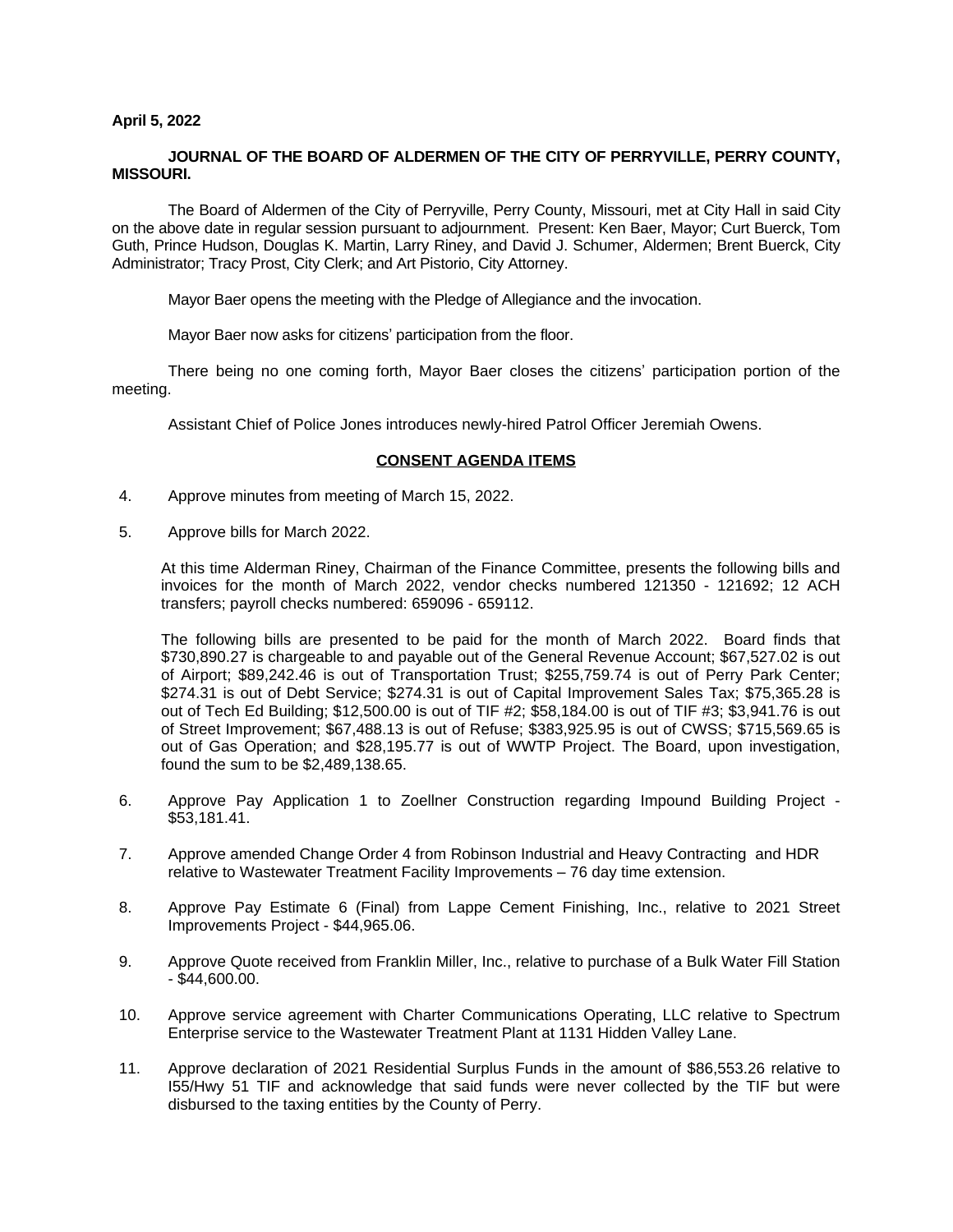**April 5, 2022**

**JOURNAL OF THE BOARD OF ALDERMEN OF THE CITY OF PERRYVILLE, PERRY COUNTY, MISSOURI.**

The Board of Aldermen of the City of Perryville, Perry County, Missouri, met at City Hall in said City on the above date in regular session pursuant to adjournment. Present: Ken Baer, Mayor; Curt Buerck, Tom Guth, Prince Hudson, Douglas K. Martin, Larry Riney, and David J. Schumer, Aldermen; Brent Buerck, City Administrator; Tracy Prost, City Clerk; and Art Pistorio, City Attorney.

Mayor Baer opens the meeting with the Pledge of Allegiance and the invocation.

Mayor Baer now asks for citizens' participation from the floor.

There being no one coming forth, Mayor Baer closes the citizens' participation portion of the meeting.

Assistant Chief of Police Jones introduces newly-hired Patrol Officer Jeremiah Owens.

**CONSENT AGENDA ITEMS**

4. Approve minutes from meeting of March 15, 2022.

5. Approve bills for March 2022.

   At this time Alderman Riney, Chairman of the Finance Committee, presents the following bills and invoices for the month of March 2022, vendor checks numbered 121350 - 121692; 12 ACH transfers; payroll checks numbered: 659096 - 659112.

   The following bills are presented to be paid for the month of March 2022. Board finds that $730,890.27 is chargeable to and payable out of the General Revenue Account; $67,527.02 is out of Airport; $89,242.46 is out of Transportation Trust; $255,759.74 is out of Perry Park Center; $274.31 is out of Debt Service; $274.31 is out of Capital Improvement Sales Tax; $75,365.28 is out of Tech Ed Building; $12,500.00 is out of TIF #2; $58,184.00 is out of TIF #3; $3,941.76 is out of Street Improvement; $67,488.13 is out of Refuse; $383,925.95 is out of CWSS; $715,569.65 is out of Gas Operation; and $28,195.77 is out of WWTP Project. The Board, upon investigation, found the sum to be $2,489,138.65.

6. Approve Pay Application 1 to Zoellner Construction regarding Impound Building Project - $53,181.41.

7. Approve amended Change Order 4 from Robinson Industrial and Heavy Contracting and HDR relative to Wastewater Treatment Facility Improvements – 76 day time extension.

8. Approve Pay Estimate 6 (Final) from Lappe Cement Finishing, Inc., relative to 2021 Street Improvements Project - $44,965.06.

9. Approve Quote received from Franklin Miller, Inc., relative to purchase of a Bulk Water Fill Station - $44,600.00.

10. Approve service agreement with Charter Communications Operating, LLC relative to Spectrum Enterprise service to the Wastewater Treatment Plant at 1131 Hidden Valley Lane.

11. Approve declaration of 2021 Residential Surplus Funds in the amount of $86,553.26 relative to I55/Hwy 51 TIF and acknowledge that said funds were never collected by the TIF but were disbursed to the taxing entities by the County of Perry.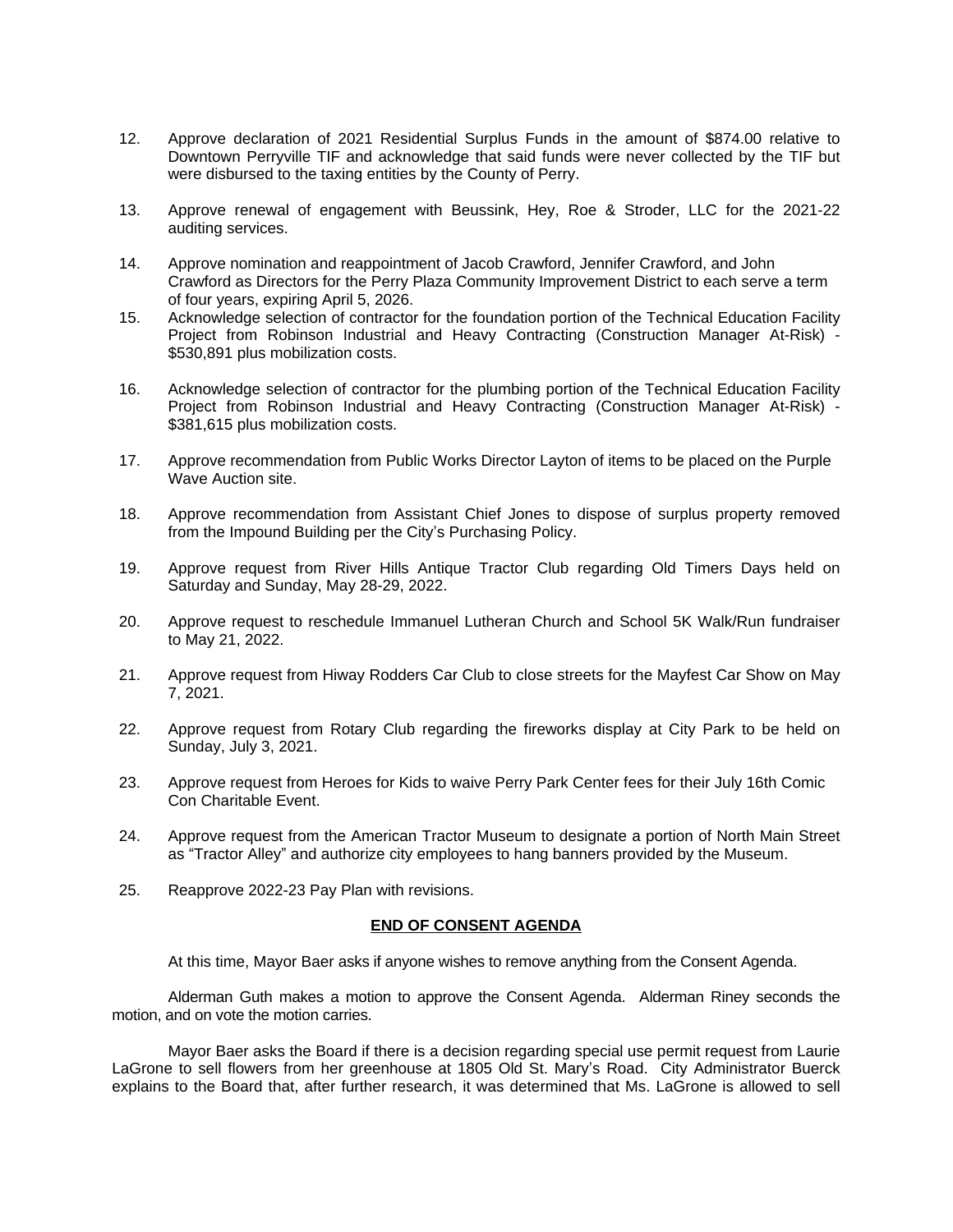12. Approve declaration of 2021 Residential Surplus Funds in the amount of $874.00 relative to Downtown Perryville TIF and acknowledge that said funds were never collected by the TIF but were disbursed to the taxing entities by the County of Perry.

13. Approve renewal of engagement with Beussink, Hey, Roe & Stroder, LLC for the 2021-22 auditing services.

14. Approve nomination and reappointment of Jacob Crawford, Jennifer Crawford, and John Crawford as Directors for the Perry Plaza Community Improvement District to each serve a term of four years, expiring April 5, 2026.

15. Acknowledge selection of contractor for the foundation portion of the Technical Education Facility Project from Robinson Industrial and Heavy Contracting (Construction Manager At-Risk) - $530,891 plus mobilization costs.

16. Acknowledge selection of contractor for the plumbing portion of the Technical Education Facility Project from Robinson Industrial and Heavy Contracting (Construction Manager At-Risk) - $381,615 plus mobilization costs.

17. Approve recommendation from Public Works Director Layton of items to be placed on the Purple Wave Auction site.

18. Approve recommendation from Assistant Chief Jones to dispose of surplus property removed from the Impound Building per the City's Purchasing Policy.

19. Approve request from River Hills Antique Tractor Club regarding Old Timers Days held on Saturday and Sunday, May 28-29, 2022.

20. Approve request to reschedule Immanuel Lutheran Church and School 5K Walk/Run fundraiser to May 21, 2022.

21. Approve request from Hiway Rodders Car Club to close streets for the Mayfest Car Show on May 7, 2021.

22. Approve request from Rotary Club regarding the fireworks display at City Park to be held on Sunday, July 3, 2021.

23. Approve request from Heroes for Kids to waive Perry Park Center fees for their July 16th Comic Con Charitable Event.

24. Approve request from the American Tractor Museum to designate a portion of North Main Street as "Tractor Alley" and authorize city employees to hang banners provided by the Museum.

25. Reapprove 2022-23 Pay Plan with revisions.

**END OF CONSENT AGENDA**

At this time, Mayor Baer asks if anyone wishes to remove anything from the Consent Agenda.

Alderman Guth makes a motion to approve the Consent Agenda. Alderman Riney seconds the motion, and on vote the motion carries.

Mayor Baer asks the Board if there is a decision regarding special use permit request from Laurie LaGrone to sell flowers from her greenhouse at 1805 Old St. Mary's Road. City Administrator Buerck explains to the Board that, after further research, it was determined that Ms. LaGrone is allowed to sell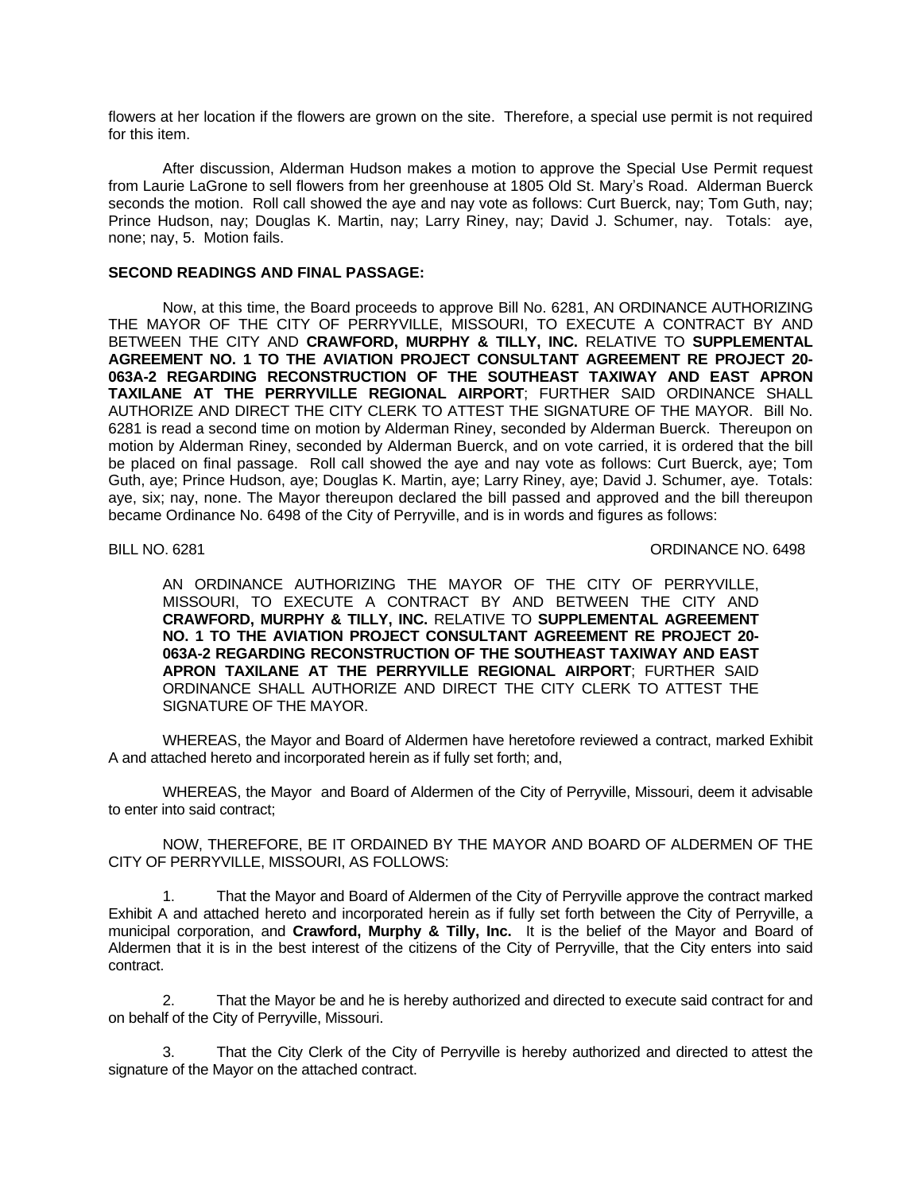flowers at her location if the flowers are grown on the site. Therefore, a special use permit is not required for this item.

After discussion, Alderman Hudson makes a motion to approve the Special Use Permit request from Laurie LaGrone to sell flowers from her greenhouse at 1805 Old St. Mary's Road. Alderman Buerck seconds the motion. Roll call showed the aye and nay vote as follows: Curt Buerck, nay; Tom Guth, nay; Prince Hudson, nay; Douglas K. Martin, nay; Larry Riney, nay; David J. Schumer, nay. Totals: aye, none; nay, 5. Motion fails.

**SECOND READINGS AND FINAL PASSAGE:**

Now, at this time, the Board proceeds to approve Bill No. 6281, AN ORDINANCE AUTHORIZING THE MAYOR OF THE CITY OF PERRYVILLE, MISSOURI, TO EXECUTE A CONTRACT BY AND BETWEEN THE CITY AND **CRAWFORD, MURPHY & TILLY, INC.** RELATIVE TO **SUPPLEMENTAL AGREEMENT NO. 1 TO THE AVIATION PROJECT CONSULTANT AGREEMENT RE PROJECT 20-063A-2 REGARDING RECONSTRUCTION OF THE SOUTHEAST TAXIWAY AND EAST APRON TAXILANE AT THE PERRYVILLE REGIONAL AIRPORT**; FURTHER SAID ORDINANCE SHALL AUTHORIZE AND DIRECT THE CITY CLERK TO ATTEST THE SIGNATURE OF THE MAYOR. Bill No. 6281 is read a second time on motion by Alderman Riney, seconded by Alderman Buerck. Thereupon on motion by Alderman Riney, seconded by Alderman Buerck, and on vote carried, it is ordered that the bill be placed on final passage. Roll call showed the aye and nay vote as follows: Curt Buerck, aye; Tom Guth, aye; Prince Hudson, aye; Douglas K. Martin, aye; Larry Riney, aye; David J. Schumer, aye. Totals: aye, six; nay, none. The Mayor thereupon declared the bill passed and approved and the bill thereupon became Ordinance No. 6498 of the City of Perryville, and is in words and figures as follows:

BILL NO. 6281 ORDINANCE NO. 6498

AN ORDINANCE AUTHORIZING THE MAYOR OF THE CITY OF PERRYVILLE, MISSOURI, TO EXECUTE A CONTRACT BY AND BETWEEN THE CITY AND **CRAWFORD, MURPHY & TILLY, INC.** RELATIVE TO **SUPPLEMENTAL AGREEMENT NO. 1 TO THE AVIATION PROJECT CONSULTANT AGREEMENT RE PROJECT 20-063A-2 REGARDING RECONSTRUCTION OF THE SOUTHEAST TAXIWAY AND EAST APRON TAXILANE AT THE PERRYVILLE REGIONAL AIRPORT**; FURTHER SAID ORDINANCE SHALL AUTHORIZE AND DIRECT THE CITY CLERK TO ATTEST THE SIGNATURE OF THE MAYOR.

WHEREAS, the Mayor and Board of Aldermen have heretofore reviewed a contract, marked Exhibit A and attached hereto and incorporated herein as if fully set forth; and,

WHEREAS, the Mayor and Board of Aldermen of the City of Perryville, Missouri, deem it advisable to enter into said contract;

NOW, THEREFORE, BE IT ORDAINED BY THE MAYOR AND BOARD OF ALDERMEN OF THE CITY OF PERRYVILLE, MISSOURI, AS FOLLOWS:

1. That the Mayor and Board of Aldermen of the City of Perryville approve the contract marked Exhibit A and attached hereto and incorporated herein as if fully set forth between the City of Perryville, a municipal corporation, and **Crawford, Murphy & Tilly, Inc.** It is the belief of the Mayor and Board of Aldermen that it is in the best interest of the citizens of the City of Perryville, that the City enters into said contract.

2. That the Mayor be and he is hereby authorized and directed to execute said contract for and on behalf of the City of Perryville, Missouri.

3. That the City Clerk of the City of Perryville is hereby authorized and directed to attest the signature of the Mayor on the attached contract.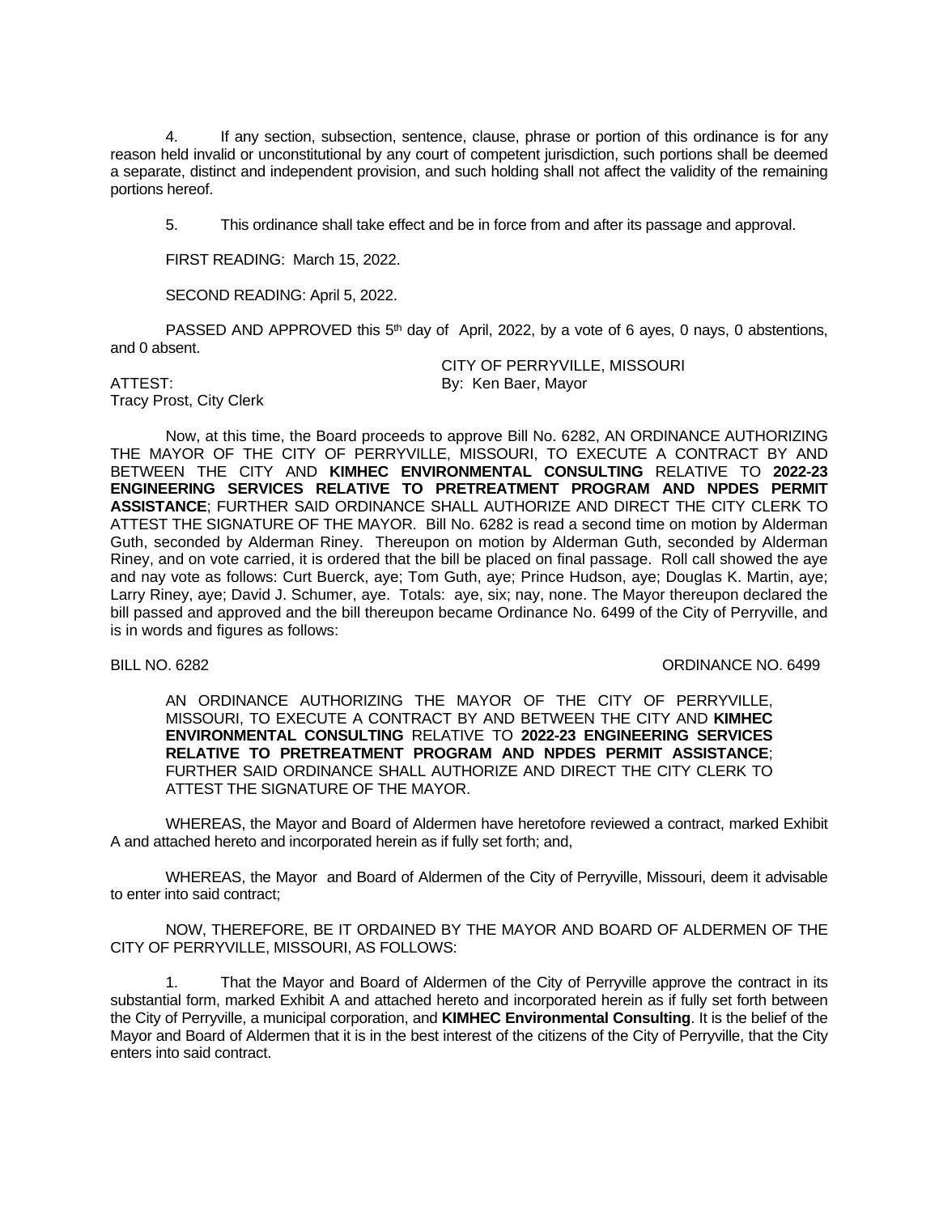4. If any section, subsection, sentence, clause, phrase or portion of this ordinance is for any reason held invalid or unconstitutional by any court of competent jurisdiction, such portions shall be deemed a separate, distinct and independent provision, and such holding shall not affect the validity of the remaining portions hereof.

5. This ordinance shall take effect and be in force from and after its passage and approval.

FIRST READING: March 15, 2022.

SECOND READING: April 5, 2022.

PASSED AND APPROVED this 5th day of April, 2022, by a vote of 6 ayes, 0 nays, 0 abstentions, and 0 absent.

CITY OF PERRYVILLE, MISSOURI
By: Ken Baer, Mayor

ATTEST:
Tracy Prost, City Clerk

Now, at this time, the Board proceeds to approve Bill No. 6282, AN ORDINANCE AUTHORIZING THE MAYOR OF THE CITY OF PERRYVILLE, MISSOURI, TO EXECUTE A CONTRACT BY AND BETWEEN THE CITY AND **KIMHEC ENVIRONMENTAL CONSULTING** RELATIVE TO **2022-23 ENGINEERING SERVICES RELATIVE TO PRETREATMENT PROGRAM AND NPDES PERMIT ASSISTANCE**; FURTHER SAID ORDINANCE SHALL AUTHORIZE AND DIRECT THE CITY CLERK TO ATTEST THE SIGNATURE OF THE MAYOR. Bill No. 6282 is read a second time on motion by Alderman Guth, seconded by Alderman Riney. Thereupon on motion by Alderman Guth, seconded by Alderman Riney, and on vote carried, it is ordered that the bill be placed on final passage. Roll call showed the aye and nay vote as follows: Curt Buerck, aye; Tom Guth, aye; Prince Hudson, aye; Douglas K. Martin, aye; Larry Riney, aye; David J. Schumer, aye. Totals: aye, six; nay, none. The Mayor thereupon declared the bill passed and approved and the bill thereupon became Ordinance No. 6499 of the City of Perryville, and is in words and figures as follows:

BILL NO. 6282 ORDINANCE NO. 6499

AN ORDINANCE AUTHORIZING THE MAYOR OF THE CITY OF PERRYVILLE, MISSOURI, TO EXECUTE A CONTRACT BY AND BETWEEN THE CITY AND **KIMHEC ENVIRONMENTAL CONSULTING** RELATIVE TO **2022-23 ENGINEERING SERVICES RELATIVE TO PRETREATMENT PROGRAM AND NPDES PERMIT ASSISTANCE**; FURTHER SAID ORDINANCE SHALL AUTHORIZE AND DIRECT THE CITY CLERK TO ATTEST THE SIGNATURE OF THE MAYOR.

WHEREAS, the Mayor and Board of Aldermen have heretofore reviewed a contract, marked Exhibit A and attached hereto and incorporated herein as if fully set forth; and,

WHEREAS, the Mayor and Board of Aldermen of the City of Perryville, Missouri, deem it advisable to enter into said contract;

NOW, THEREFORE, BE IT ORDAINED BY THE MAYOR AND BOARD OF ALDERMEN OF THE CITY OF PERRYVILLE, MISSOURI, AS FOLLOWS:

1. That the Mayor and Board of Aldermen of the City of Perryville approve the contract in its substantial form, marked Exhibit A and attached hereto and incorporated herein as if fully set forth between the City of Perryville, a municipal corporation, and **KIMHEC Environmental Consulting**. It is the belief of the Mayor and Board of Aldermen that it is in the best interest of the citizens of the City of Perryville, that the City enters into said contract.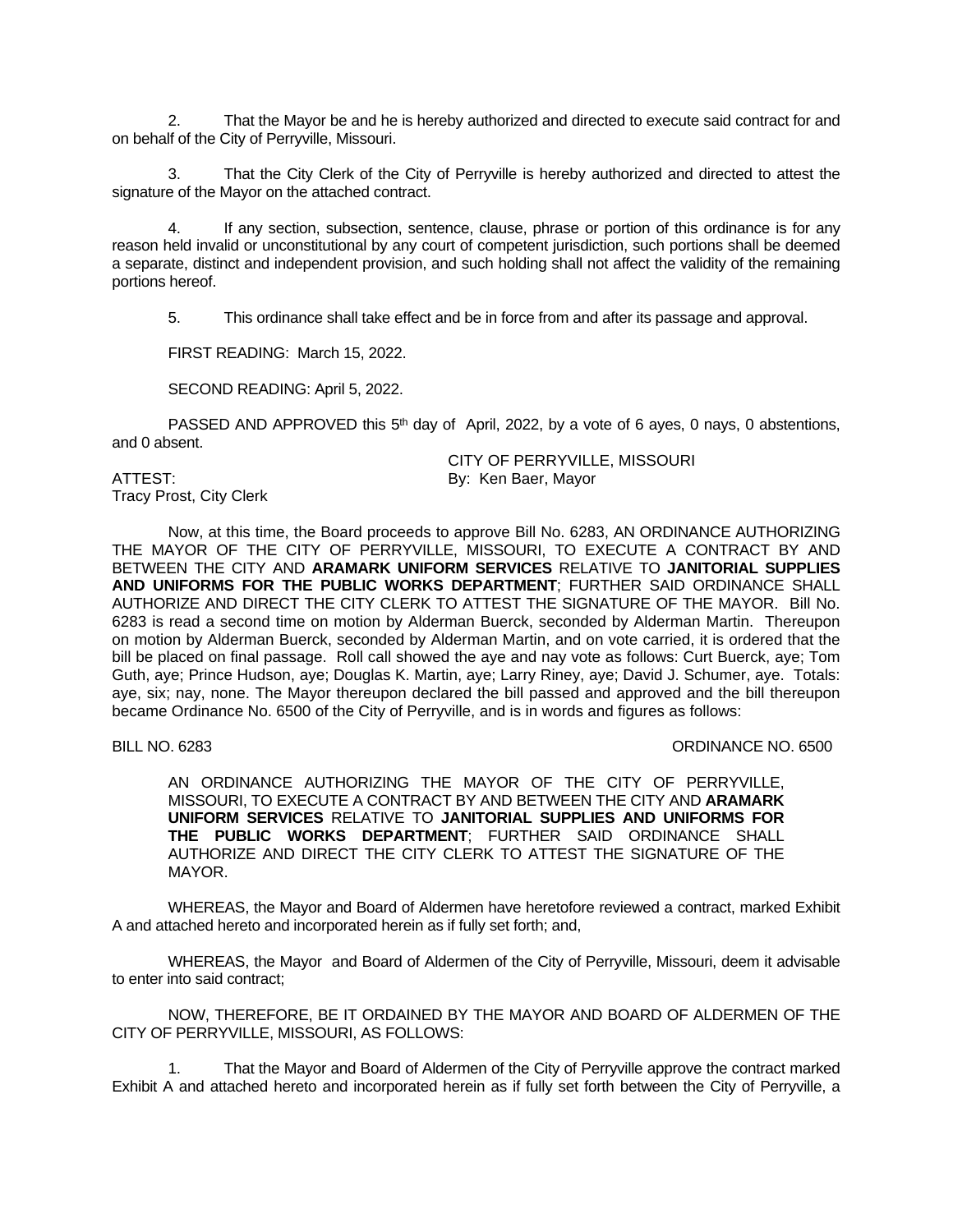2. That the Mayor be and he is hereby authorized and directed to execute said contract for and on behalf of the City of Perryville, Missouri.

3. That the City Clerk of the City of Perryville is hereby authorized and directed to attest the signature of the Mayor on the attached contract.

4. If any section, subsection, sentence, clause, phrase or portion of this ordinance is for any reason held invalid or unconstitutional by any court of competent jurisdiction, such portions shall be deemed a separate, distinct and independent provision, and such holding shall not affect the validity of the remaining portions hereof.

5. This ordinance shall take effect and be in force from and after its passage and approval.

FIRST READING: March 15, 2022.

SECOND READING: April 5, 2022.

PASSED AND APPROVED this 5th day of April, 2022, by a vote of 6 ayes, 0 nays, 0 abstentions, and 0 absent.

CITY OF PERRYVILLE, MISSOURI
By: Ken Baer, Mayor

ATTEST:
Tracy Prost, City Clerk

Now, at this time, the Board proceeds to approve Bill No. 6283, AN ORDINANCE AUTHORIZING THE MAYOR OF THE CITY OF PERRYVILLE, MISSOURI, TO EXECUTE A CONTRACT BY AND BETWEEN THE CITY AND **ARAMARK UNIFORM SERVICES** RELATIVE TO **JANITORIAL SUPPLIES AND UNIFORMS FOR THE PUBLIC WORKS DEPARTMENT**; FURTHER SAID ORDINANCE SHALL AUTHORIZE AND DIRECT THE CITY CLERK TO ATTEST THE SIGNATURE OF THE MAYOR. Bill No. 6283 is read a second time on motion by Alderman Buerck, seconded by Alderman Martin. Thereupon on motion by Alderman Buerck, seconded by Alderman Martin, and on vote carried, it is ordered that the bill be placed on final passage. Roll call showed the aye and nay vote as follows: Curt Buerck, aye; Tom Guth, aye; Prince Hudson, aye; Douglas K. Martin, aye; Larry Riney, aye; David J. Schumer, aye. Totals: aye, six; nay, none. The Mayor thereupon declared the bill passed and approved and the bill thereupon became Ordinance No. 6500 of the City of Perryville, and is in words and figures as follows:

BILL NO. 6283 ORDINANCE NO. 6500

AN ORDINANCE AUTHORIZING THE MAYOR OF THE CITY OF PERRYVILLE, MISSOURI, TO EXECUTE A CONTRACT BY AND BETWEEN THE CITY AND **ARAMARK UNIFORM SERVICES** RELATIVE TO **JANITORIAL SUPPLIES AND UNIFORMS FOR THE PUBLIC WORKS DEPARTMENT**; FURTHER SAID ORDINANCE SHALL AUTHORIZE AND DIRECT THE CITY CLERK TO ATTEST THE SIGNATURE OF THE MAYOR.

WHEREAS, the Mayor and Board of Aldermen have heretofore reviewed a contract, marked Exhibit A and attached hereto and incorporated herein as if fully set forth; and,

WHEREAS, the Mayor and Board of Aldermen of the City of Perryville, Missouri, deem it advisable to enter into said contract;

NOW, THEREFORE, BE IT ORDAINED BY THE MAYOR AND BOARD OF ALDERMEN OF THE CITY OF PERRYVILLE, MISSOURI, AS FOLLOWS:

1. That the Mayor and Board of Aldermen of the City of Perryville approve the contract marked Exhibit A and attached hereto and incorporated herein as if fully set forth between the City of Perryville, a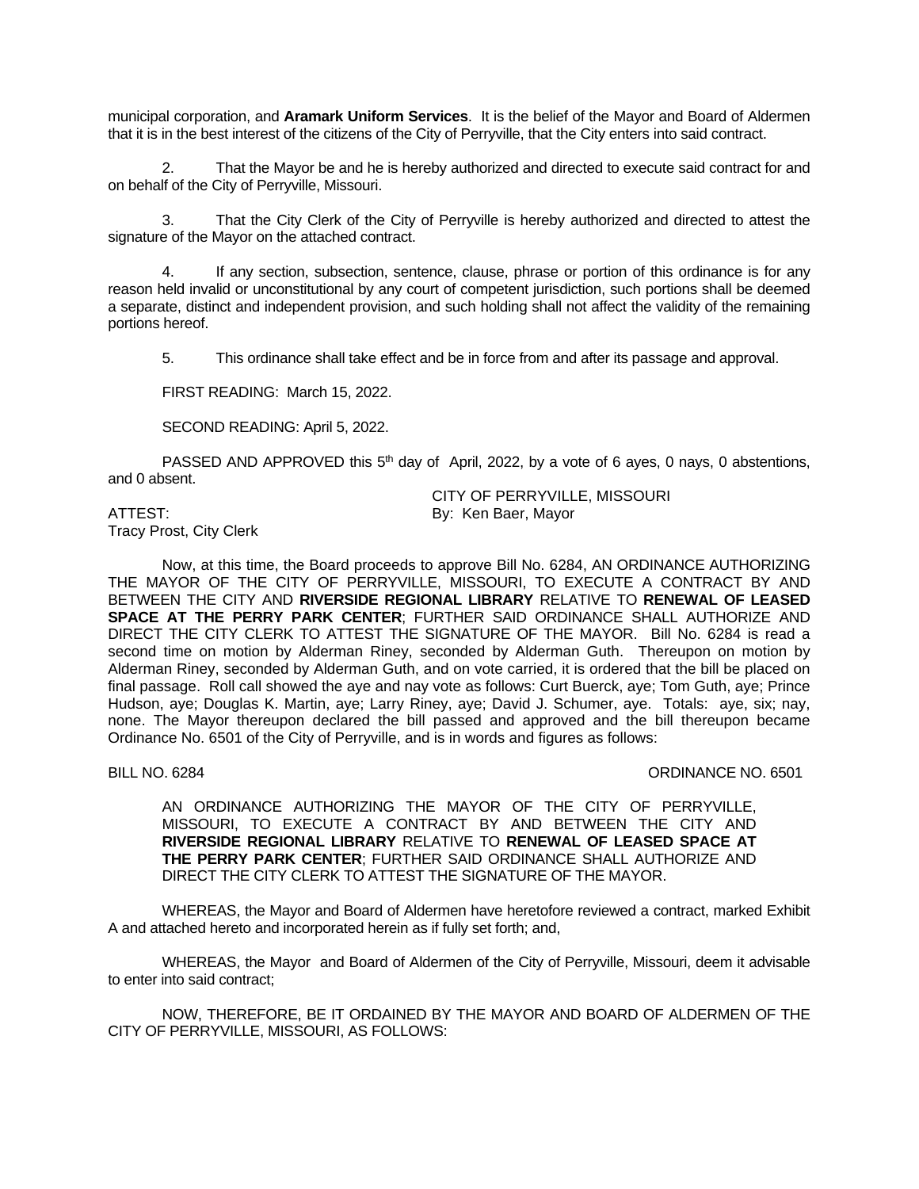municipal corporation, and **Aramark Uniform Services**. It is the belief of the Mayor and Board of Aldermen that it is in the best interest of the citizens of the City of Perryville, that the City enters into said contract.

2. That the Mayor be and he is hereby authorized and directed to execute said contract for and on behalf of the City of Perryville, Missouri.

3. That the City Clerk of the City of Perryville is hereby authorized and directed to attest the signature of the Mayor on the attached contract.

4. If any section, subsection, sentence, clause, phrase or portion of this ordinance is for any reason held invalid or unconstitutional by any court of competent jurisdiction, such portions shall be deemed a separate, distinct and independent provision, and such holding shall not affect the validity of the remaining portions hereof.

5. This ordinance shall take effect and be in force from and after its passage and approval.

FIRST READING: March 15, 2022.

SECOND READING: April 5, 2022.

PASSED AND APPROVED this 5th day of April, 2022, by a vote of 6 ayes, 0 nays, 0 abstentions, and 0 absent.

CITY OF PERRYVILLE, MISSOURI

ATTEST: By: Ken Baer, Mayor

Tracy Prost, City Clerk

Now, at this time, the Board proceeds to approve Bill No. 6284, AN ORDINANCE AUTHORIZING THE MAYOR OF THE CITY OF PERRYVILLE, MISSOURI, TO EXECUTE A CONTRACT BY AND BETWEEN THE CITY AND **RIVERSIDE REGIONAL LIBRARY** RELATIVE TO **RENEWAL OF LEASED SPACE AT THE PERRY PARK CENTER**; FURTHER SAID ORDINANCE SHALL AUTHORIZE AND DIRECT THE CITY CLERK TO ATTEST THE SIGNATURE OF THE MAYOR. Bill No. 6284 is read a second time on motion by Alderman Riney, seconded by Alderman Guth. Thereupon on motion by Alderman Riney, seconded by Alderman Guth, and on vote carried, it is ordered that the bill be placed on final passage. Roll call showed the aye and nay vote as follows: Curt Buerck, aye; Tom Guth, aye; Prince Hudson, aye; Douglas K. Martin, aye; Larry Riney, aye; David J. Schumer, aye. Totals: aye, six; nay, none. The Mayor thereupon declared the bill passed and approved and the bill thereupon became Ordinance No. 6501 of the City of Perryville, and is in words and figures as follows:

BILL NO. 6284 ORDINANCE NO. 6501

AN ORDINANCE AUTHORIZING THE MAYOR OF THE CITY OF PERRYVILLE, MISSOURI, TO EXECUTE A CONTRACT BY AND BETWEEN THE CITY AND **RIVERSIDE REGIONAL LIBRARY** RELATIVE TO **RENEWAL OF LEASED SPACE AT THE PERRY PARK CENTER**; FURTHER SAID ORDINANCE SHALL AUTHORIZE AND DIRECT THE CITY CLERK TO ATTEST THE SIGNATURE OF THE MAYOR.

WHEREAS, the Mayor and Board of Aldermen have heretofore reviewed a contract, marked Exhibit A and attached hereto and incorporated herein as if fully set forth; and,

WHEREAS, the Mayor and Board of Aldermen of the City of Perryville, Missouri, deem it advisable to enter into said contract;

NOW, THEREFORE, BE IT ORDAINED BY THE MAYOR AND BOARD OF ALDERMEN OF THE CITY OF PERRYVILLE, MISSOURI, AS FOLLOWS: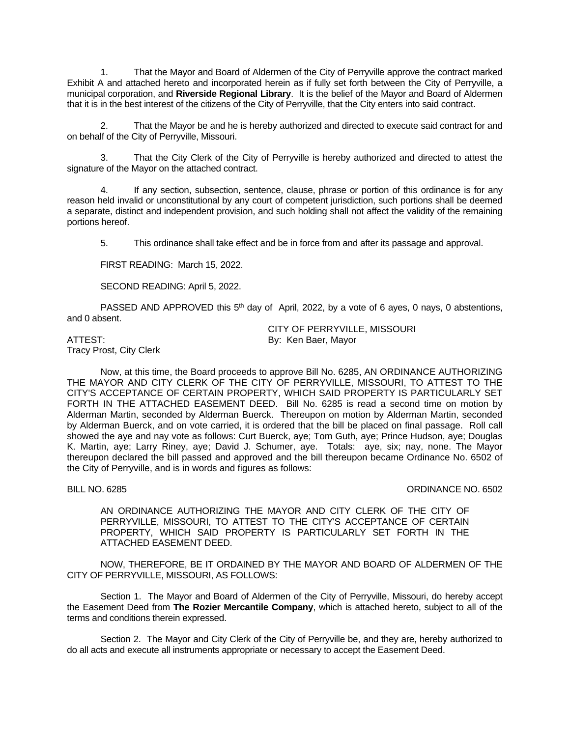1. That the Mayor and Board of Aldermen of the City of Perryville approve the contract marked Exhibit A and attached hereto and incorporated herein as if fully set forth between the City of Perryville, a municipal corporation, and **Riverside Regional Library**. It is the belief of the Mayor and Board of Aldermen that it is in the best interest of the citizens of the City of Perryville, that the City enters into said contract.

2. That the Mayor be and he is hereby authorized and directed to execute said contract for and on behalf of the City of Perryville, Missouri.

3. That the City Clerk of the City of Perryville is hereby authorized and directed to attest the signature of the Mayor on the attached contract.

4. If any section, subsection, sentence, clause, phrase or portion of this ordinance is for any reason held invalid or unconstitutional by any court of competent jurisdiction, such portions shall be deemed a separate, distinct and independent provision, and such holding shall not affect the validity of the remaining portions hereof.

5. This ordinance shall take effect and be in force from and after its passage and approval.

FIRST READING: March 15, 2022.

SECOND READING: April 5, 2022.

PASSED AND APPROVED this 5th day of April, 2022, by a vote of 6 ayes, 0 nays, 0 abstentions, and 0 absent.

CITY OF PERRYVILLE, MISSOURI
By: Ken Baer, Mayor

ATTEST:
Tracy Prost, City Clerk

Now, at this time, the Board proceeds to approve Bill No. 6285, AN ORDINANCE AUTHORIZING THE MAYOR AND CITY CLERK OF THE CITY OF PERRYVILLE, MISSOURI, TO ATTEST TO THE CITY'S ACCEPTANCE OF CERTAIN PROPERTY, WHICH SAID PROPERTY IS PARTICULARLY SET FORTH IN THE ATTACHED EASEMENT DEED. Bill No. 6285 is read a second time on motion by Alderman Martin, seconded by Alderman Buerck. Thereupon on motion by Alderman Martin, seconded by Alderman Buerck, and on vote carried, it is ordered that the bill be placed on final passage. Roll call showed the aye and nay vote as follows: Curt Buerck, aye; Tom Guth, aye; Prince Hudson, aye; Douglas K. Martin, aye; Larry Riney, aye; David J. Schumer, aye. Totals: aye, six; nay, none. The Mayor thereupon declared the bill passed and approved and the bill thereupon became Ordinance No. 6502 of the City of Perryville, and is in words and figures as follows:

BILL NO. 6285 ORDINANCE NO. 6502

AN ORDINANCE AUTHORIZING THE MAYOR AND CITY CLERK OF THE CITY OF PERRYVILLE, MISSOURI, TO ATTEST TO THE CITY'S ACCEPTANCE OF CERTAIN PROPERTY, WHICH SAID PROPERTY IS PARTICULARLY SET FORTH IN THE ATTACHED EASEMENT DEED.

NOW, THEREFORE, BE IT ORDAINED BY THE MAYOR AND BOARD OF ALDERMEN OF THE CITY OF PERRYVILLE, MISSOURI, AS FOLLOWS:

Section 1. The Mayor and Board of Aldermen of the City of Perryville, Missouri, do hereby accept the Easement Deed from **The Rozier Mercantile Company**, which is attached hereto, subject to all of the terms and conditions therein expressed.

Section 2. The Mayor and City Clerk of the City of Perryville be, and they are, hereby authorized to do all acts and execute all instruments appropriate or necessary to accept the Easement Deed.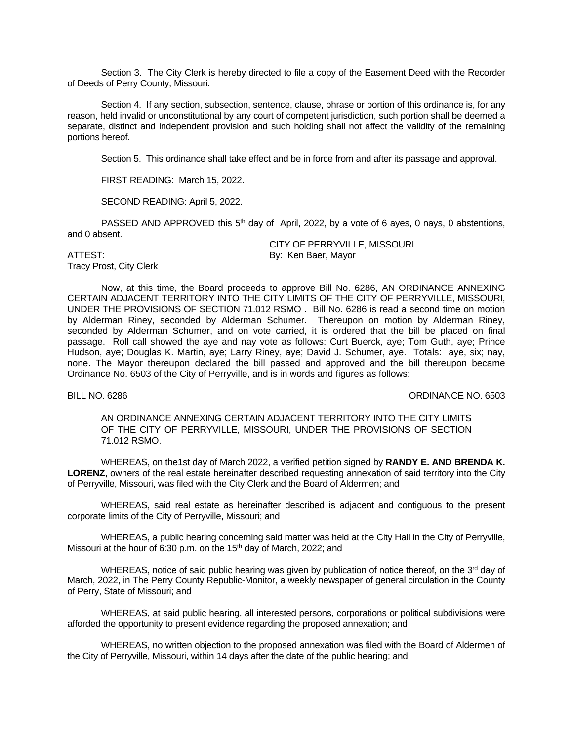Section 3. The City Clerk is hereby directed to file a copy of the Easement Deed with the Recorder of Deeds of Perry County, Missouri.

Section 4. If any section, subsection, sentence, clause, phrase or portion of this ordinance is, for any reason, held invalid or unconstitutional by any court of competent jurisdiction, such portion shall be deemed a separate, distinct and independent provision and such holding shall not affect the validity of the remaining portions hereof.

Section 5. This ordinance shall take effect and be in force from and after its passage and approval.

FIRST READING: March 15, 2022.

SECOND READING: April 5, 2022.

PASSED AND APPROVED this 5th day of April, 2022, by a vote of 6 ayes, 0 nays, 0 abstentions, and 0 absent.

CITY OF PERRYVILLE, MISSOURI
By: Ken Baer, Mayor

ATTEST:
Tracy Prost, City Clerk

Now, at this time, the Board proceeds to approve Bill No. 6286, AN ORDINANCE ANNEXING CERTAIN ADJACENT TERRITORY INTO THE CITY LIMITS OF THE CITY OF PERRYVILLE, MISSOURI, UNDER THE PROVISIONS OF SECTION 71.012 RSMO . Bill No. 6286 is read a second time on motion by Alderman Riney, seconded by Alderman Schumer. Thereupon on motion by Alderman Riney, seconded by Alderman Schumer, and on vote carried, it is ordered that the bill be placed on final passage. Roll call showed the aye and nay vote as follows: Curt Buerck, aye; Tom Guth, aye; Prince Hudson, aye; Douglas K. Martin, aye; Larry Riney, aye; David J. Schumer, aye. Totals: aye, six; nay, none. The Mayor thereupon declared the bill passed and approved and the bill thereupon became Ordinance No. 6503 of the City of Perryville, and is in words and figures as follows:

BILL NO. 6286 ORDINANCE NO. 6503

AN ORDINANCE ANNEXING CERTAIN ADJACENT TERRITORY INTO THE CITY LIMITS OF THE CITY OF PERRYVILLE, MISSOURI, UNDER THE PROVISIONS OF SECTION 71.012 RSMO.

WHEREAS, on the1st day of March 2022, a verified petition signed by **RANDY E. AND BRENDA K. LORENZ**, owners of the real estate hereinafter described requesting annexation of said territory into the City of Perryville, Missouri, was filed with the City Clerk and the Board of Aldermen; and

WHEREAS, said real estate as hereinafter described is adjacent and contiguous to the present corporate limits of the City of Perryville, Missouri; and

WHEREAS, a public hearing concerning said matter was held at the City Hall in the City of Perryville, Missouri at the hour of 6:30 p.m. on the 15th day of March, 2022; and

WHEREAS, notice of said public hearing was given by publication of notice thereof, on the 3rd day of March, 2022, in The Perry County Republic-Monitor, a weekly newspaper of general circulation in the County of Perry, State of Missouri; and

WHEREAS, at said public hearing, all interested persons, corporations or political subdivisions were afforded the opportunity to present evidence regarding the proposed annexation; and

WHEREAS, no written objection to the proposed annexation was filed with the Board of Aldermen of the City of Perryville, Missouri, within 14 days after the date of the public hearing; and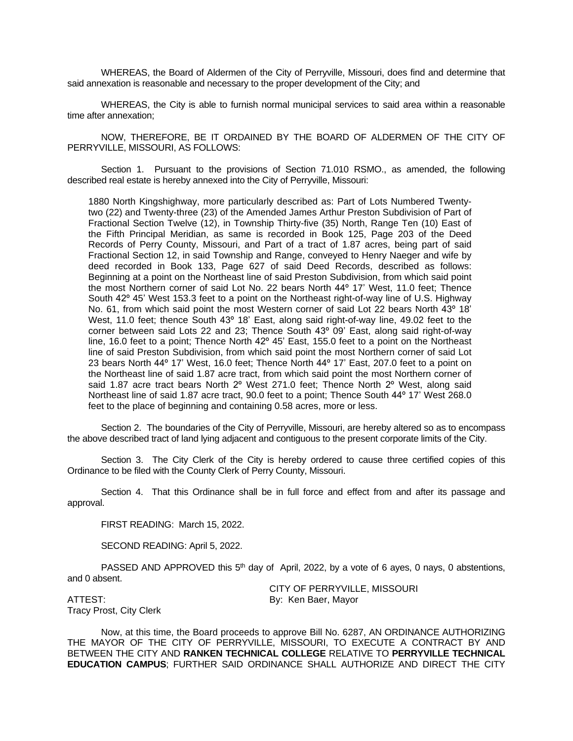WHEREAS, the Board of Aldermen of the City of Perryville, Missouri, does find and determine that said annexation is reasonable and necessary to the proper development of the City; and

WHEREAS, the City is able to furnish normal municipal services to said area within a reasonable time after annexation;

NOW, THEREFORE, BE IT ORDAINED BY THE BOARD OF ALDERMEN OF THE CITY OF PERRYVILLE, MISSOURI, AS FOLLOWS:

Section 1. Pursuant to the provisions of Section 71.010 RSMO., as amended, the following described real estate is hereby annexed into the City of Perryville, Missouri:

> 1880 North Kingshighway, more particularly described as: Part of Lots Numbered Twenty-two (22) and Twenty-three (23) of the Amended James Arthur Preston Subdivision of Part of Fractional Section Twelve (12), in Township Thirty-five (35) North, Range Ten (10) East of the Fifth Principal Meridian, as same is recorded in Book 125, Page 203 of the Deed Records of Perry County, Missouri, and Part of a tract of 1.87 acres, being part of said Fractional Section 12, in said Township and Range, conveyed to Henry Naeger and wife by deed recorded in Book 133, Page 627 of said Deed Records, described as follows: Beginning at a point on the Northeast line of said Preston Subdivision, from which said point the most Northern corner of said Lot No. 22 bears North 44º 17' West, 11.0 feet; Thence South 42º 45' West 153.3 feet to a point on the Northeast right-of-way line of U.S. Highway No. 61, from which said point the most Western corner of said Lot 22 bears North 43º 18' West, 11.0 feet; thence South 43º 18' East, along said right-of-way line, 49.02 feet to the corner between said Lots 22 and 23; Thence South 43º 09' East, along said right-of-way line, 16.0 feet to a point; Thence North 42º 45' East, 155.0 feet to a point on the Northeast line of said Preston Subdivision, from which said point the most Northern corner of said Lot 23 bears North 44º 17' West, 16.0 feet; Thence North 44º 17' East, 207.0 feet to a point on the Northeast line of said 1.87 acre tract, from which said point the most Northern corner of said 1.87 acre tract bears North 2º West 271.0 feet; Thence North 2º West, along said Northeast line of said 1.87 acre tract, 90.0 feet to a point; Thence South 44º 17' West 268.0 feet to the place of beginning and containing 0.58 acres, more or less.

Section 2. The boundaries of the City of Perryville, Missouri, are hereby altered so as to encompass the above described tract of land lying adjacent and contiguous to the present corporate limits of the City.

Section 3. The City Clerk of the City is hereby ordered to cause three certified copies of this Ordinance to be filed with the County Clerk of Perry County, Missouri.

Section 4. That this Ordinance shall be in full force and effect from and after its passage and approval.

FIRST READING: March 15, 2022.

SECOND READING: April 5, 2022.

PASSED AND APPROVED this 5th day of April, 2022, by a vote of 6 ayes, 0 nays, 0 abstentions, and 0 absent.

CITY OF PERRYVILLE, MISSOURI
By: Ken Baer, Mayor

ATTEST:
Tracy Prost, City Clerk

Now, at this time, the Board proceeds to approve Bill No. 6287, AN ORDINANCE AUTHORIZING THE MAYOR OF THE CITY OF PERRYVILLE, MISSOURI, TO EXECUTE A CONTRACT BY AND BETWEEN THE CITY AND **RANKEN TECHNICAL COLLEGE** RELATIVE TO **PERRYVILLE TECHNICAL EDUCATION CAMPUS**; FURTHER SAID ORDINANCE SHALL AUTHORIZE AND DIRECT THE CITY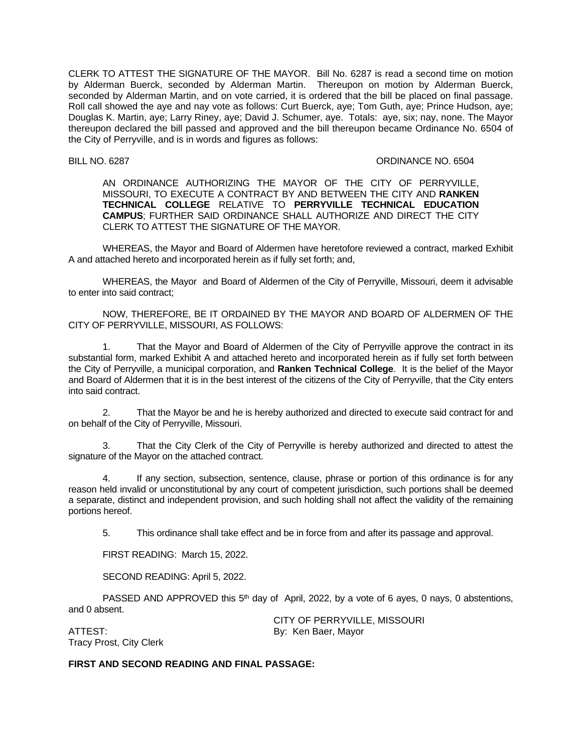CLERK TO ATTEST THE SIGNATURE OF THE MAYOR. Bill No. 6287 is read a second time on motion by Alderman Buerck, seconded by Alderman Martin. Thereupon on motion by Alderman Buerck, seconded by Alderman Martin, and on vote carried, it is ordered that the bill be placed on final passage. Roll call showed the aye and nay vote as follows: Curt Buerck, aye; Tom Guth, aye; Prince Hudson, aye; Douglas K. Martin, aye; Larry Riney, aye; David J. Schumer, aye. Totals: aye, six; nay, none. The Mayor thereupon declared the bill passed and approved and the bill thereupon became Ordinance No. 6504 of the City of Perryville, and is in words and figures as follows:

BILL NO. 6287 ORDINANCE NO. 6504

AN ORDINANCE AUTHORIZING THE MAYOR OF THE CITY OF PERRYVILLE, MISSOURI, TO EXECUTE A CONTRACT BY AND BETWEEN THE CITY AND **RANKEN TECHNICAL COLLEGE** RELATIVE TO **PERRYVILLE TECHNICAL EDUCATION CAMPUS**; FURTHER SAID ORDINANCE SHALL AUTHORIZE AND DIRECT THE CITY CLERK TO ATTEST THE SIGNATURE OF THE MAYOR.

WHEREAS, the Mayor and Board of Aldermen have heretofore reviewed a contract, marked Exhibit A and attached hereto and incorporated herein as if fully set forth; and,

WHEREAS, the Mayor and Board of Aldermen of the City of Perryville, Missouri, deem it advisable to enter into said contract;

NOW, THEREFORE, BE IT ORDAINED BY THE MAYOR AND BOARD OF ALDERMEN OF THE CITY OF PERRYVILLE, MISSOURI, AS FOLLOWS:

1. That the Mayor and Board of Aldermen of the City of Perryville approve the contract in its substantial form, marked Exhibit A and attached hereto and incorporated herein as if fully set forth between the City of Perryville, a municipal corporation, and **Ranken Technical College**. It is the belief of the Mayor and Board of Aldermen that it is in the best interest of the citizens of the City of Perryville, that the City enters into said contract.

2. That the Mayor be and he is hereby authorized and directed to execute said contract for and on behalf of the City of Perryville, Missouri.

3. That the City Clerk of the City of Perryville is hereby authorized and directed to attest the signature of the Mayor on the attached contract.

4. If any section, subsection, sentence, clause, phrase or portion of this ordinance is for any reason held invalid or unconstitutional by any court of competent jurisdiction, such portions shall be deemed a separate, distinct and independent provision, and such holding shall not affect the validity of the remaining portions hereof.

5. This ordinance shall take effect and be in force from and after its passage and approval.

FIRST READING: March 15, 2022.

SECOND READING: April 5, 2022.

PASSED AND APPROVED this 5th day of April, 2022, by a vote of 6 ayes, 0 nays, 0 abstentions, and 0 absent.

CITY OF PERRYVILLE, MISSOURI

ATTEST: By: Ken Baer, Mayor

Tracy Prost, City Clerk

**FIRST AND SECOND READING AND FINAL PASSAGE:**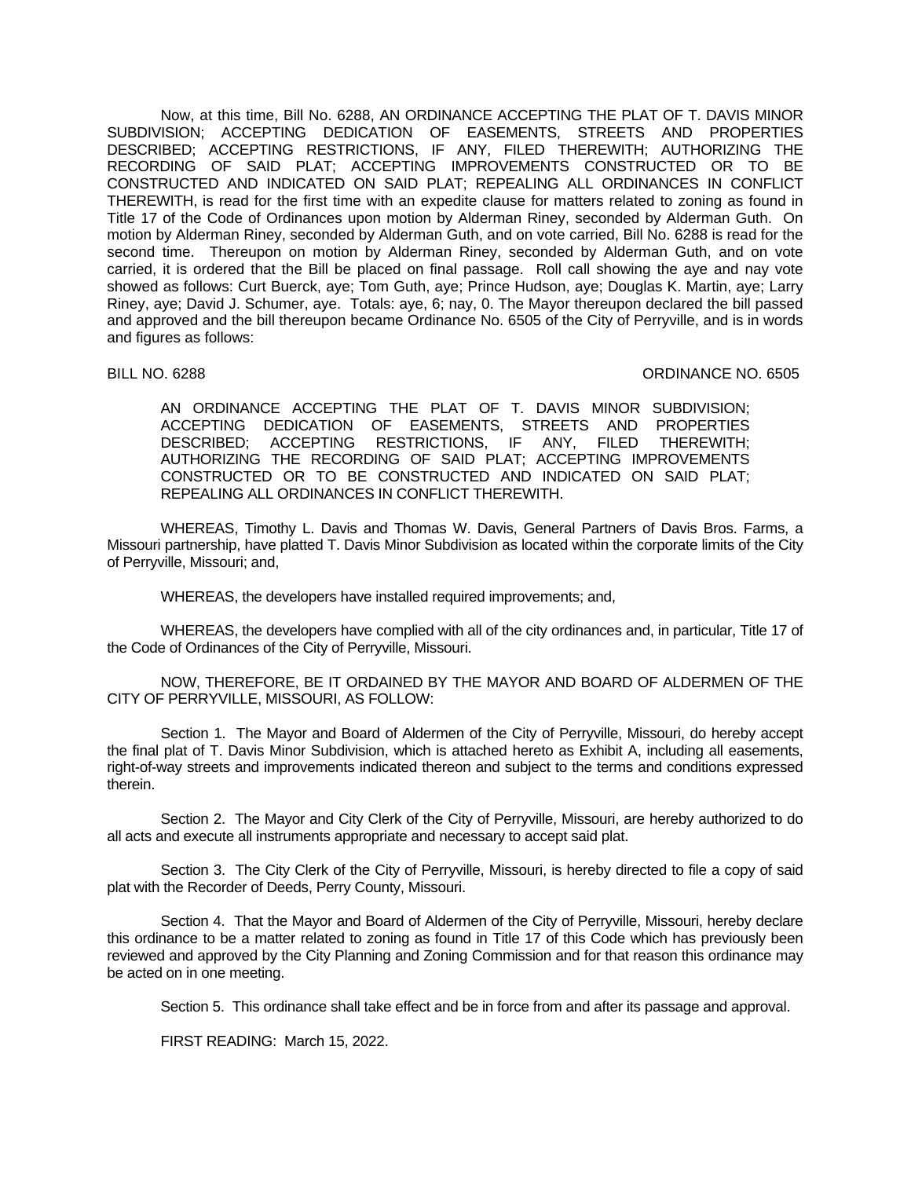Now, at this time, Bill No. 6288, AN ORDINANCE ACCEPTING THE PLAT OF T. DAVIS MINOR SUBDIVISION; ACCEPTING DEDICATION OF EASEMENTS, STREETS AND PROPERTIES DESCRIBED; ACCEPTING RESTRICTIONS, IF ANY, FILED THEREWITH; AUTHORIZING THE RECORDING OF SAID PLAT; ACCEPTING IMPROVEMENTS CONSTRUCTED OR TO BE CONSTRUCTED AND INDICATED ON SAID PLAT; REPEALING ALL ORDINANCES IN CONFLICT THEREWITH, is read for the first time with an expedite clause for matters related to zoning as found in Title 17 of the Code of Ordinances upon motion by Alderman Riney, seconded by Alderman Guth. On motion by Alderman Riney, seconded by Alderman Guth, and on vote carried, Bill No. 6288 is read for the second time. Thereupon on motion by Alderman Riney, seconded by Alderman Guth, and on vote carried, it is ordered that the Bill be placed on final passage. Roll call showing the aye and nay vote showed as follows: Curt Buerck, aye; Tom Guth, aye; Prince Hudson, aye; Douglas K. Martin, aye; Larry Riney, aye; David J. Schumer, aye. Totals: aye, 6; nay, 0. The Mayor thereupon declared the bill passed and approved and the bill thereupon became Ordinance No. 6505 of the City of Perryville, and is in words and figures as follows:

BILL NO. 6288 ORDINANCE NO. 6505

AN ORDINANCE ACCEPTING THE PLAT OF T. DAVIS MINOR SUBDIVISION; ACCEPTING DEDICATION OF EASEMENTS, STREETS AND PROPERTIES DESCRIBED; ACCEPTING RESTRICTIONS, IF ANY, FILED THEREWITH; AUTHORIZING THE RECORDING OF SAID PLAT; ACCEPTING IMPROVEMENTS CONSTRUCTED OR TO BE CONSTRUCTED AND INDICATED ON SAID PLAT; REPEALING ALL ORDINANCES IN CONFLICT THEREWITH.

WHEREAS, Timothy L. Davis and Thomas W. Davis, General Partners of Davis Bros. Farms, a Missouri partnership, have platted T. Davis Minor Subdivision as located within the corporate limits of the City of Perryville, Missouri; and,

WHEREAS, the developers have installed required improvements; and,

WHEREAS, the developers have complied with all of the city ordinances and, in particular, Title 17 of the Code of Ordinances of the City of Perryville, Missouri.

NOW, THEREFORE, BE IT ORDAINED BY THE MAYOR AND BOARD OF ALDERMEN OF THE CITY OF PERRYVILLE, MISSOURI, AS FOLLOW:

Section 1. The Mayor and Board of Aldermen of the City of Perryville, Missouri, do hereby accept the final plat of T. Davis Minor Subdivision, which is attached hereto as Exhibit A, including all easements, right-of-way streets and improvements indicated thereon and subject to the terms and conditions expressed therein.

Section 2. The Mayor and City Clerk of the City of Perryville, Missouri, are hereby authorized to do all acts and execute all instruments appropriate and necessary to accept said plat.

Section 3. The City Clerk of the City of Perryville, Missouri, is hereby directed to file a copy of said plat with the Recorder of Deeds, Perry County, Missouri.

Section 4. That the Mayor and Board of Aldermen of the City of Perryville, Missouri, hereby declare this ordinance to be a matter related to zoning as found in Title 17 of this Code which has previously been reviewed and approved by the City Planning and Zoning Commission and for that reason this ordinance may be acted on in one meeting.

Section 5. This ordinance shall take effect and be in force from and after its passage and approval.

FIRST READING: March 15, 2022.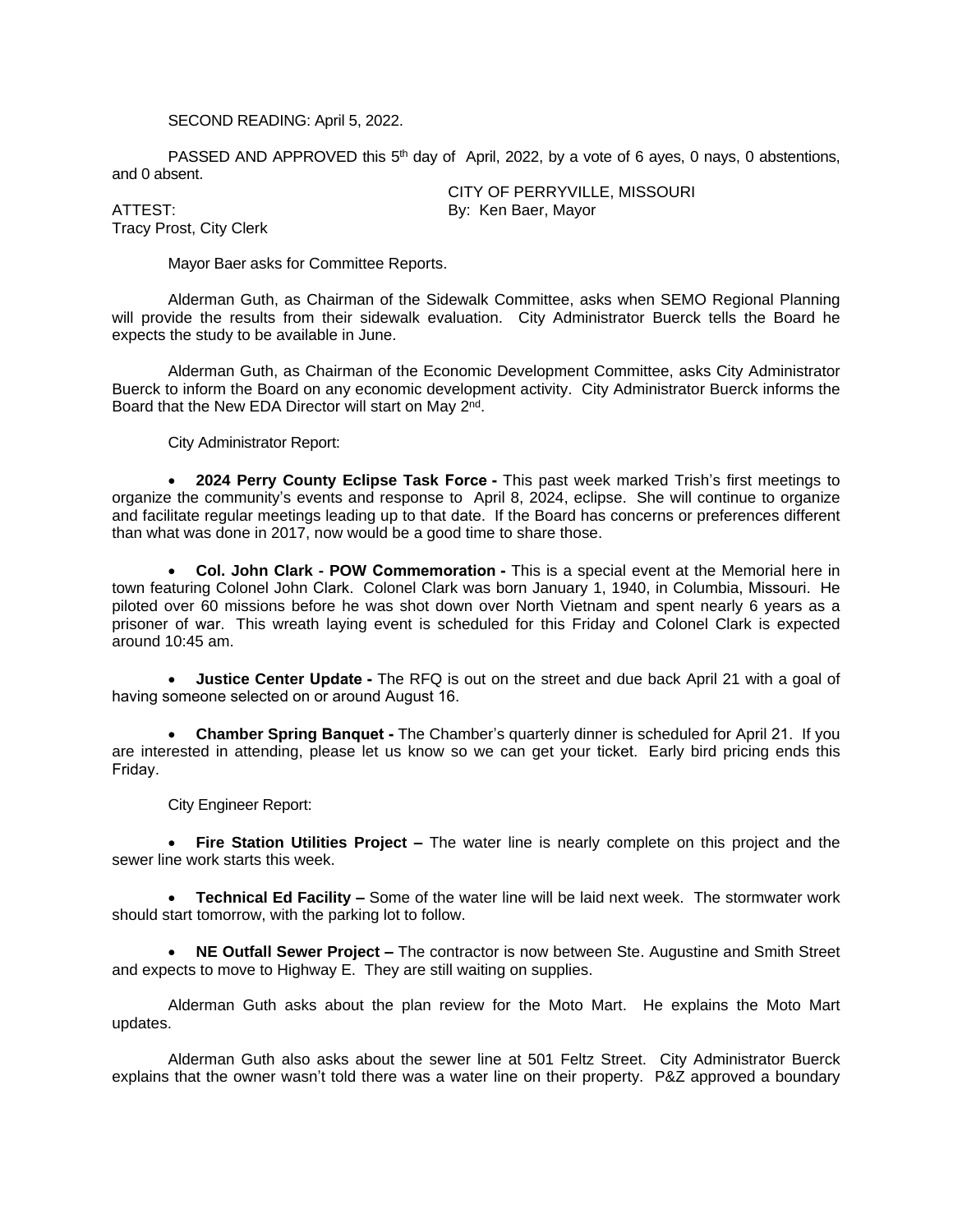SECOND READING: April 5, 2022.

PASSED AND APPROVED this 5th day of April, 2022, by a vote of 6 ayes, 0 nays, 0 abstentions, and 0 absent.

CITY OF PERRYVILLE, MISSOURI

ATTEST: By: Ken Baer, Mayor

Tracy Prost, City Clerk

Mayor Baer asks for Committee Reports.

Alderman Guth, as Chairman of the Sidewalk Committee, asks when SEMO Regional Planning will provide the results from their sidewalk evaluation. City Administrator Buerck tells the Board he expects the study to be available in June.

Alderman Guth, as Chairman of the Economic Development Committee, asks City Administrator Buerck to inform the Board on any economic development activity. City Administrator Buerck informs the Board that the New EDA Director will start on May 2nd.

City Administrator Report:

- **2024 Perry County Eclipse Task Force -** This past week marked Trish's first meetings to organize the community's events and response to April 8, 2024, eclipse. She will continue to organize and facilitate regular meetings leading up to that date. If the Board has concerns or preferences different than what was done in 2017, now would be a good time to share those.

- **Col. John Clark - POW Commemoration -** This is a special event at the Memorial here in town featuring Colonel John Clark. Colonel Clark was born January 1, 1940, in Columbia, Missouri. He piloted over 60 missions before he was shot down over North Vietnam and spent nearly 6 years as a prisoner of war. This wreath laying event is scheduled for this Friday and Colonel Clark is expected around 10:45 am.

- **Justice Center Update -** The RFQ is out on the street and due back April 21 with a goal of having someone selected on or around August 16.

- **Chamber Spring Banquet -** The Chamber's quarterly dinner is scheduled for April 21. If you are interested in attending, please let us know so we can get your ticket. Early bird pricing ends this Friday.

City Engineer Report:

- **Fire Station Utilities Project –** The water line is nearly complete on this project and the sewer line work starts this week.

- **Technical Ed Facility –** Some of the water line will be laid next week. The stormwater work should start tomorrow, with the parking lot to follow.

- **NE Outfall Sewer Project –** The contractor is now between Ste. Augustine and Smith Street and expects to move to Highway E. They are still waiting on supplies.

Alderman Guth asks about the plan review for the Moto Mart. He explains the Moto Mart updates.

Alderman Guth also asks about the sewer line at 501 Feltz Street. City Administrator Buerck explains that the owner wasn't told there was a water line on their property. P&Z approved a boundary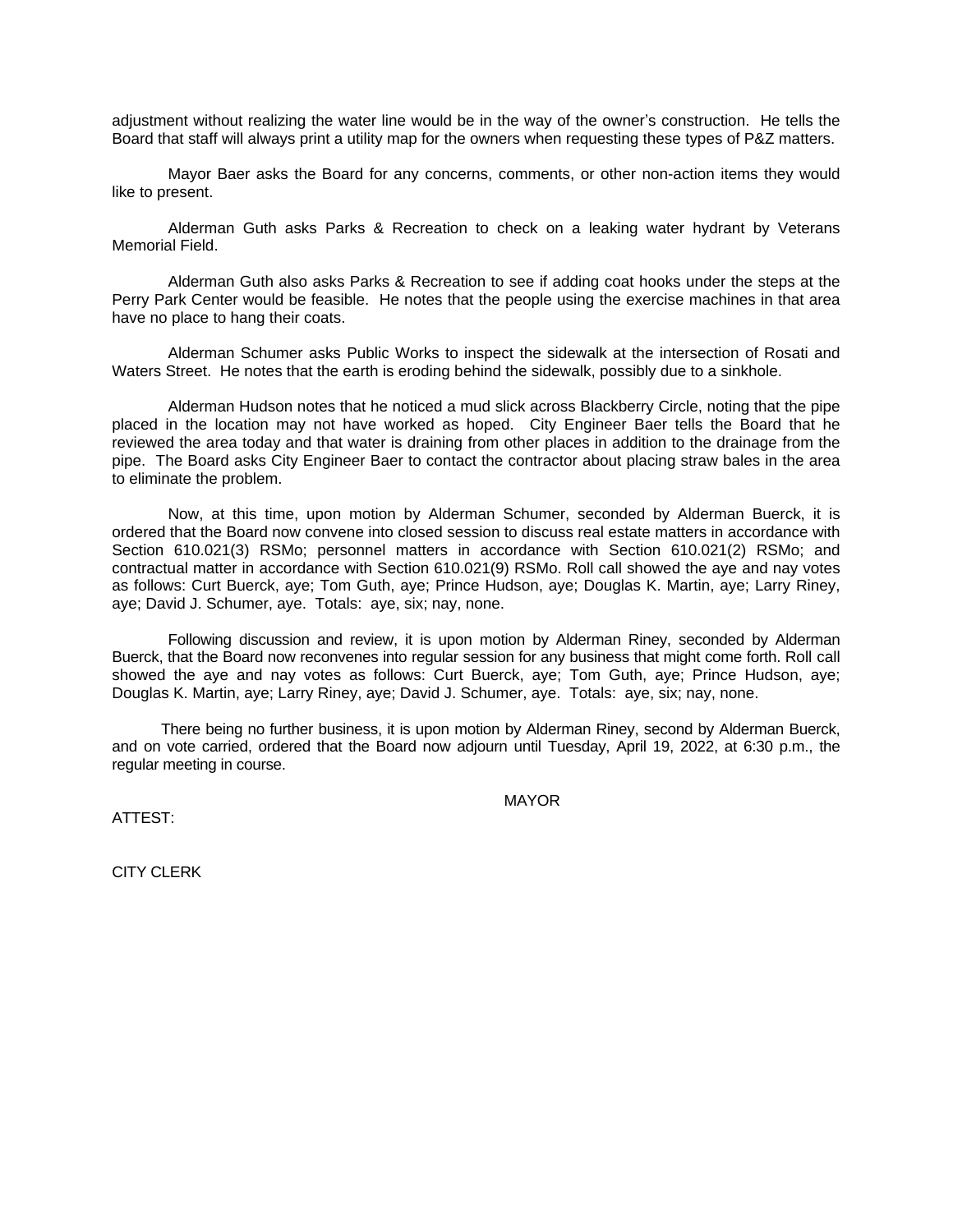adjustment without realizing the water line would be in the way of the owner's construction. He tells the Board that staff will always print a utility map for the owners when requesting these types of P&Z matters.

Mayor Baer asks the Board for any concerns, comments, or other non-action items they would like to present.

Alderman Guth asks Parks & Recreation to check on a leaking water hydrant by Veterans Memorial Field.

Alderman Guth also asks Parks & Recreation to see if adding coat hooks under the steps at the Perry Park Center would be feasible. He notes that the people using the exercise machines in that area have no place to hang their coats.

Alderman Schumer asks Public Works to inspect the sidewalk at the intersection of Rosati and Waters Street. He notes that the earth is eroding behind the sidewalk, possibly due to a sinkhole.

Alderman Hudson notes that he noticed a mud slick across Blackberry Circle, noting that the pipe placed in the location may not have worked as hoped. City Engineer Baer tells the Board that he reviewed the area today and that water is draining from other places in addition to the drainage from the pipe. The Board asks City Engineer Baer to contact the contractor about placing straw bales in the area to eliminate the problem.

Now, at this time, upon motion by Alderman Schumer, seconded by Alderman Buerck, it is ordered that the Board now convene into closed session to discuss real estate matters in accordance with Section 610.021(3) RSMo; personnel matters in accordance with Section 610.021(2) RSMo; and contractual matter in accordance with Section 610.021(9) RSMo. Roll call showed the aye and nay votes as follows: Curt Buerck, aye; Tom Guth, aye; Prince Hudson, aye; Douglas K. Martin, aye; Larry Riney, aye; David J. Schumer, aye. Totals: aye, six; nay, none.

Following discussion and review, it is upon motion by Alderman Riney, seconded by Alderman Buerck, that the Board now reconvenes into regular session for any business that might come forth. Roll call showed the aye and nay votes as follows: Curt Buerck, aye; Tom Guth, aye; Prince Hudson, aye; Douglas K. Martin, aye; Larry Riney, aye; David J. Schumer, aye. Totals: aye, six; nay, none.

There being no further business, it is upon motion by Alderman Riney, second by Alderman Buerck, and on vote carried, ordered that the Board now adjourn until Tuesday, April 19, 2022, at 6:30 p.m., the regular meeting in course.

MAYOR

ATTEST:

CITY CLERK